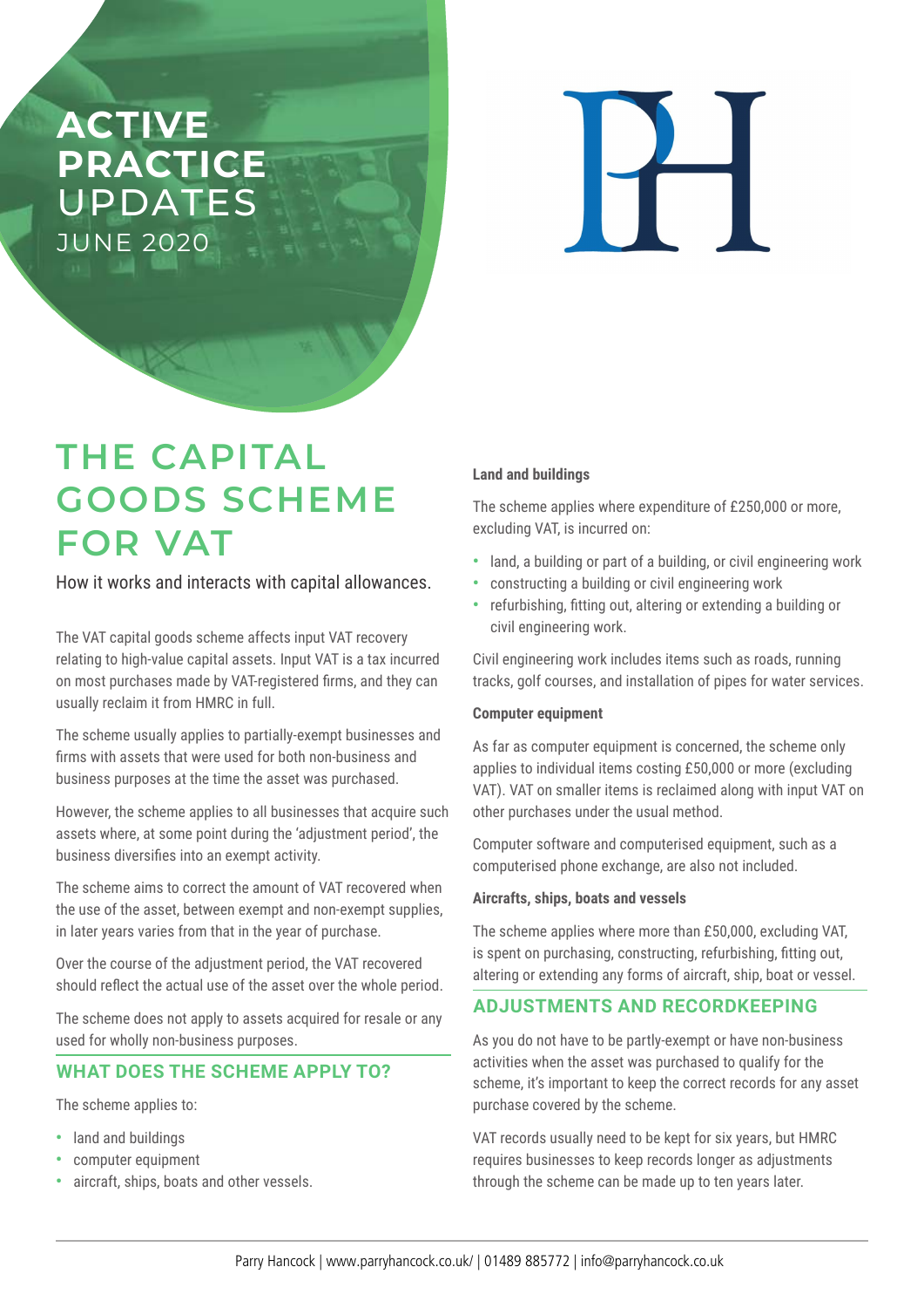# ACTIVE PRACTICE UPDATES

JUNE 2020

# THE CAPITAL GOODS SCHEME FOR VAT

How it works and interacts with capital allowances.

The VAT capital goods scheme affects input VAT recovery relating to high-value capital assets. Input VAT is a tax incurred on most purchases made by VAT-registered firms, and they can usually reclaim it from HMRC in full.

The scheme usually applies to partially-exempt businesses and firms with assets that were used for both non-business and business purposes at the time the asset was purchased.

However, the scheme applies to all businesses that acquire such assets where, at some point during the 'adjustment period', the business diversifies into an exempt activity.

The scheme aims to correct the amount of VAT recovered when the use of the asset, between exempt and non-exempt supplies, in later years varies from that in the year of purchase.

Over the course of the adjustment period, the VAT recovered should reflect the actual use of the asset over the whole period.

The scheme does not apply to assets acquired for resale or any used for wholly non-business purposes.

## WHAT DOES THE SCHEME APPLY TO?

The scheme applies to:

- land and buildings
- computer equipment
- aircraft, ships, boats and other vessels.

**Land and buildings**

The scheme applies where expenditure of £250,000 or more, excluding VAT, is incurred on:

- land, a building or part of a building, or civil engineering work
- constructing a building or civil engineering work
- refurbishing, fitting out, altering or extending a building or civil engineering work.

Civil engineering work includes items such as roads, running tracks, golf courses, and installation of pipes for water services.

**Computer equipment**

As far as computer equipment is concerned, the scheme only applies to individual items costing £50,000 or more (excluding VAT). VAT on smaller items is reclaimed along with input VAT on other purchases under the usual method.

Computer software and computerised equipment, such as a computerised phone exchange, are also not included.

**Aircrafts, ships, boats and vessels**

The scheme applies where more than £50,000, excluding VAT, is spent on purchasing, constructing, refurbishing, fitting out, altering or extending any forms of aircraft, ship, boat or vessel.

## ADJUSTMENTS AND RECORDKEEPING

As you do not have to be partly-exempt or have non-business activities when the asset was purchased to qualify for the scheme, it's important to keep the correct records for any asset purchase covered by the scheme.

VAT records usually need to be kept for six years, but HMRC requires businesses to keep records longer as adjustments through the scheme can be made up to ten years later.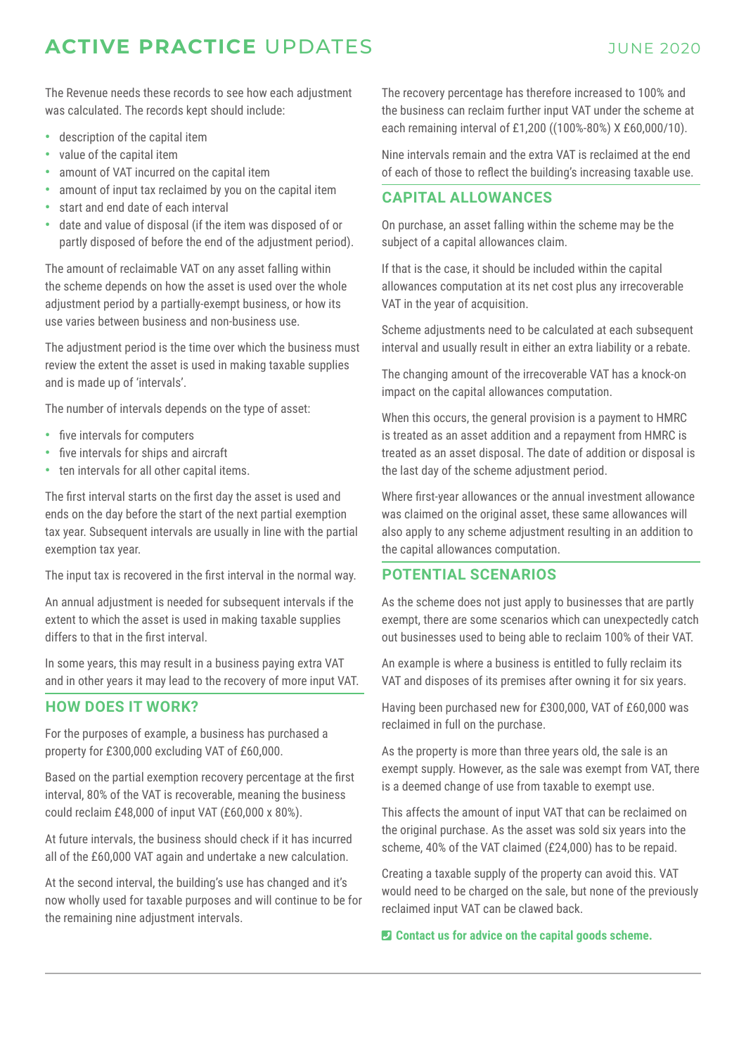The Revenue needs these records to see how each adjustment was calculated. The records kept should include:

- description of the capital item
- value of the capital item
- amount of VAT incurred on the capital item
- amount of input tax reclaimed by you on the capital item
- start and end date of each interval
- date and value of disposal (if the item was disposed of or partly disposed of before the end of the adjustment period).

The amount of reclaimable VAT on any asset falling within the scheme depends on how the asset is used over the whole adjustment period by a partially-exempt business, or how its use varies between business and non-business use.

The adjustment period is the time over which the business must review the extent the asset is used in making taxable supplies and is made up of 'intervals'.

The number of intervals depends on the type of asset:

- five intervals for computers
- five intervals for ships and aircraft
- ten intervals for all other capital items.

The first interval starts on the first day the asset is used and ends on the day before the start of the next partial exemption tax year. Subsequent intervals are usually in line with the partial exemption tax year.

The input tax is recovered in the first interval in the normal way.

An annual adjustment is needed for subsequent intervals if the extent to which the asset is used in making taxable supplies differs to that in the first interval.

In some years, this may result in a business paying extra VAT and in other years it may lead to the recovery of more input VAT.

## HOW DOES IT WORK?

For the purposes of example, a business has purchased a property for £300,000 excluding VAT of £60,000.

Based on the partial exemption recovery percentage at the first interval, 80% of the VAT is recoverable, meaning the business could reclaim £48,000 of input VAT (£60,000 x 80%).

At future intervals, the business should check if it has incurred all of the £60,000 VAT again and undertake a new calculation.

At the second interval, the building's use has changed and it's now wholly used for taxable purposes and will continue to be for the remaining nine adjustment intervals.

The recovery percentage has therefore increased to 100% and the business can reclaim further input VAT under the scheme at each remaining interval of £1,200 ((100%-80%) X £60,000/10).

Nine intervals remain and the extra VAT is reclaimed at the end of each of those to reflect the building's increasing taxable use.

## CAPITAL ALLOWANCES

On purchase, an asset falling within the scheme may be the subject of a capital allowances claim.

If that is the case, it should be included within the capital allowances computation at its net cost plus any irrecoverable VAT in the year of acquisition.

Scheme adjustments need to be calculated at each subsequent interval and usually result in either an extra liability or a rebate.

The changing amount of the irrecoverable VAT has a knock-on impact on the capital allowances computation.

When this occurs, the general provision is a payment to HMRC is treated as an asset addition and a repayment from HMRC is treated as an asset disposal. The date of addition or disposal is the last day of the scheme adjustment period.

Where first-year allowances or the annual investment allowance was claimed on the original asset, these same allowances will also apply to any scheme adjustment resulting in an addition to the capital allowances computation.

## POTENTIAL SCENARIOS

As the scheme does not just apply to businesses that are partly exempt, there are some scenarios which can unexpectedly catch out businesses used to being able to reclaim 100% of their VAT.

An example is where a business is entitled to fully reclaim its VAT and disposes of its premises after owning it for six years.

Having been purchased new for £300,000, VAT of £60,000 was reclaimed in full on the purchase.

As the property is more than three years old, the sale is an exempt supply. However, as the sale was exempt from VAT, there is a deemed change of use from taxable to exempt use.

This affects the amount of input VAT that can be reclaimed on the original purchase. As the asset was sold six years into the scheme, 40% of the VAT claimed (£24,000) has to be repaid.

Creating a taxable supply of the property can avoid this. VAT would need to be charged on the sale, but none of the previously reclaimed input VAT can be clawed back.

**Contact us for advice on the capital goods scheme.**